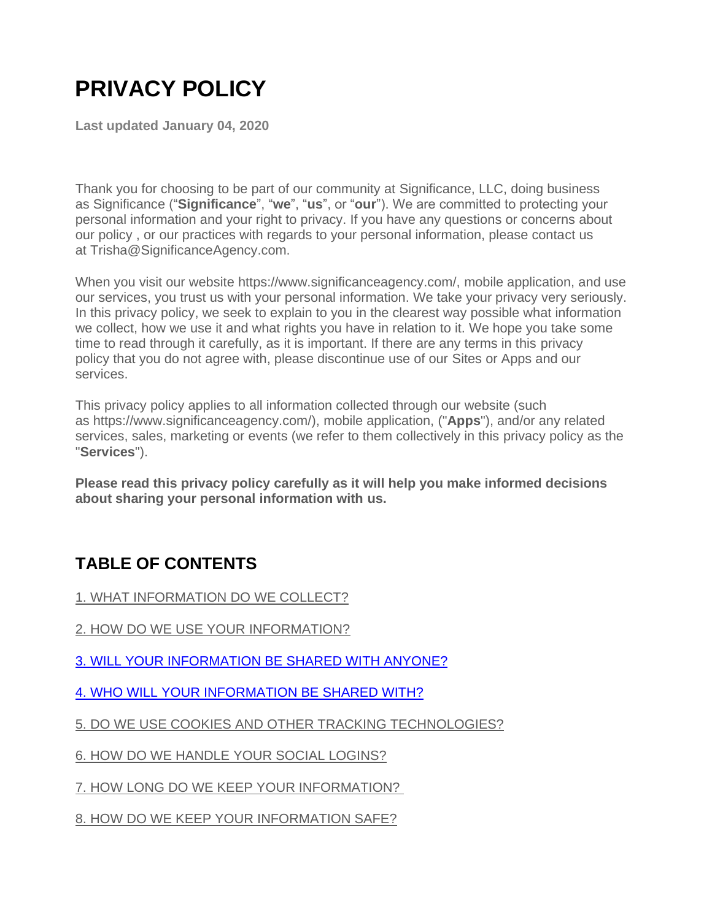# PRIVACY POLICY

**Last updated January 04, 2020**

Thank you for choosing to be part of our community at Significance, LLC, doing business as Significance ("**Significance**", "**we**", "**us**", or "**our**"). We are committed to protecting your personal information and your right to privacy. If you have any questions or concerns about our policy , or our practices with regards to your personal information, please contact us at Trisha@SignificanceAgency.com.

When you visit our website https://www.significanceagency.com/, mobile application, and use our services, you trust us with your personal information. We take your privacy very seriously. In this privacy policy, we seek to explain to you in the clearest way possible what information we collect, how we use it and what rights you have in relation to it. We hope you take some time to read through it carefully, as it is important. If there are any terms in this privacy policy that you do not agree with, please discontinue use of our Sites or Apps and our services.

This privacy policy applies to all information collected through our website (such as https://www.significanceagency.com/), mobile application, ("**Apps**"), and/or any related services, sales, marketing or events (we refer to them collectively in this privacy policy as the "**Services**").

**Please read this privacy policy carefully as it will help you make informed decisions about sharing your personal information with us.**

## TABLE OF CONTENTS

1. WHAT INFORMATION DO WE COLLECT?

2. HOW DO WE USE YOUR INFORMATION?

3. WILL YOUR INFORMATION BE SHARED WITH ANYONE?

4. WHO WILL YOUR INFORMATION BE SHARED WITH?

5. DO WE USE COOKIES AND OTHER TRACKING TECHNOLOGIES?

6. HOW DO WE HANDLE YOUR SOCIAL LOGINS?

7. HOW LONG DO WE KEEP YOUR INFORMATION?

8. HOW DO WE KEEP YOUR INFORMATION SAFE?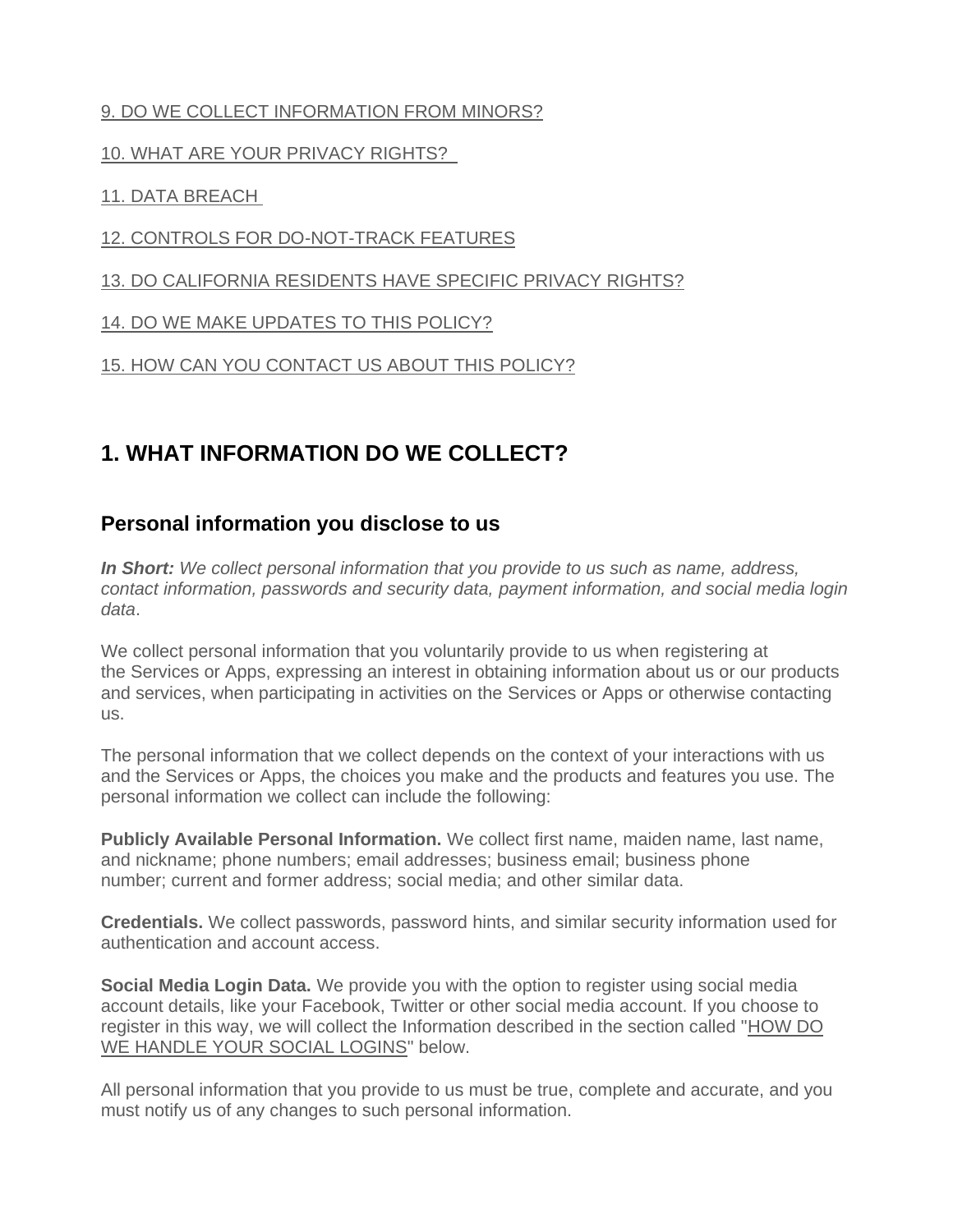9. DO WE COLLECT INFORMATION FROM MINORS?

10. WHAT ARE YOUR PRIVACY RIGHTS?

11. DATA BREACH

12. CONTROLS FOR DO-NOT-TRACK FEATURES

13. DO CALIFORNIA RESIDENTS HAVE SPECIFIC PRIVACY RIGHTS?

14. DO WE MAKE UPDATES TO THIS POLICY?

15. HOW CAN YOU CONTACT US ABOUT THIS POLICY?

## 1. WHAT INFORMATION DO WE COLLECT?

### Personal information you disclose to us

***In Short:*** *We collect personal information that you provide to us such as name, address, contact information, passwords and security data, payment information, and social media login data*.

We collect personal information that you voluntarily provide to us when registering at the Services or Apps, expressing an interest in obtaining information about us or our products and services, when participating in activities on the Services or Apps or otherwise contacting us.

The personal information that we collect depends on the context of your interactions with us and the Services or Apps, the choices you make and the products and features you use. The personal information we collect can include the following:

**Publicly Available Personal Information.** We collect first name, maiden name, last name, and nickname; phone numbers; email addresses; business email; business phone number; current and former address; social media; and other similar data.

**Credentials.** We collect passwords, password hints, and similar security information used for authentication and account access.

**Social Media Login Data.** We provide you with the option to register using social media account details, like your Facebook, Twitter or other social media account. If you choose to register in this way, we will collect the Information described in the section called "HOW DO WE HANDLE YOUR SOCIAL LOGINS" below.

All personal information that you provide to us must be true, complete and accurate, and you must notify us of any changes to such personal information.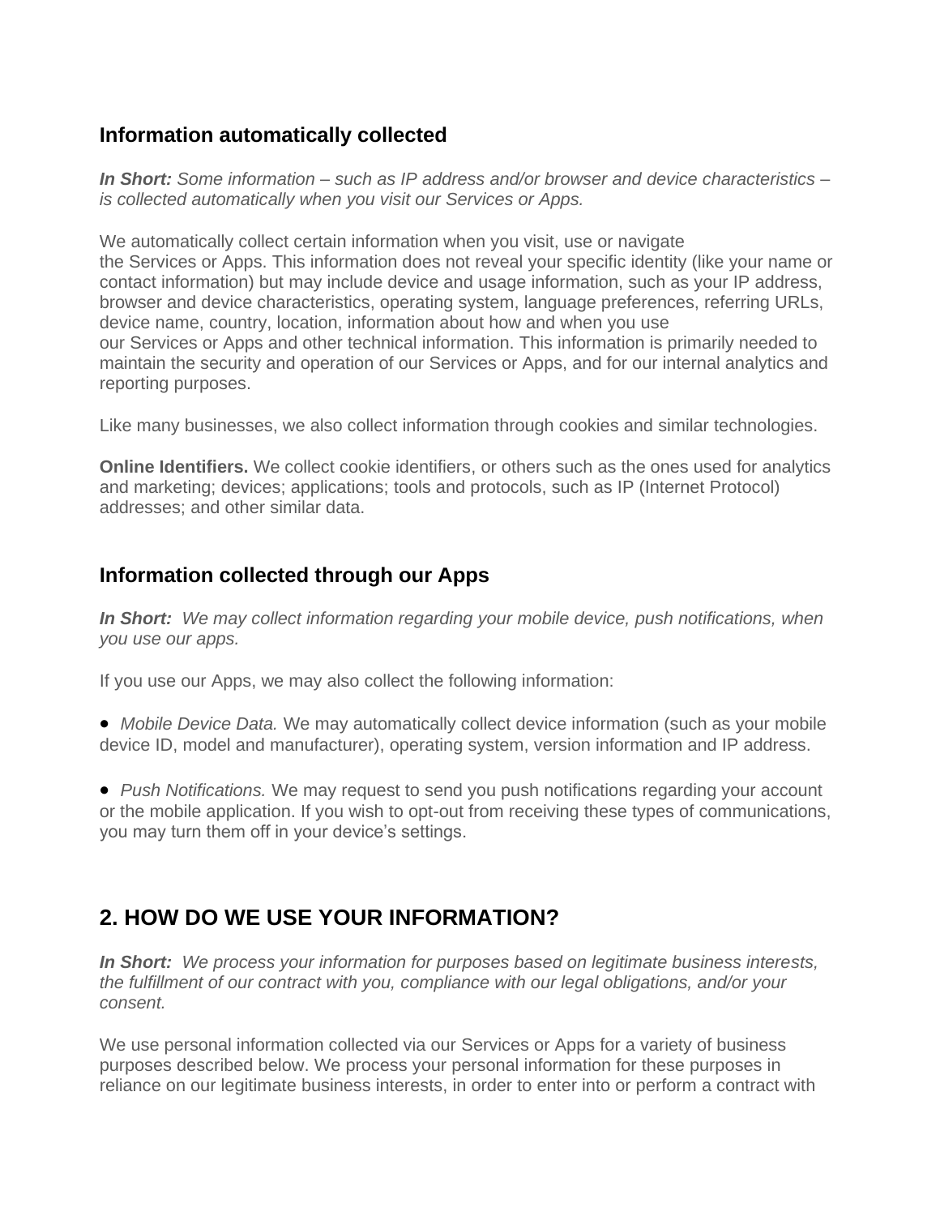### Information automatically collected

***In Short:*** *Some information – such as IP address and/or browser and device characteristics – is collected automatically when you visit our Services or Apps.*

We automatically collect certain information when you visit, use or navigate the Services or Apps. This information does not reveal your specific identity (like your name or contact information) but may include device and usage information, such as your IP address, browser and device characteristics, operating system, language preferences, referring URLs, device name, country, location, information about how and when you use our Services or Apps and other technical information. This information is primarily needed to maintain the security and operation of our Services or Apps, and for our internal analytics and reporting purposes.

Like many businesses, we also collect information through cookies and similar technologies.

**Online Identifiers.** We collect cookie identifiers, or others such as the ones used for analytics and marketing; devices; applications; tools and protocols, such as IP (Internet Protocol) addresses; and other similar data.

### Information collected through our Apps

***In Short:*** *We may collect information regarding your mobile device, push notifications, when you use our apps.*

If you use our Apps, we may also collect the following information:

- *Mobile Device Data.* We may automatically collect device information (such as your mobile device ID, model and manufacturer), operating system, version information and IP address.

- *Push Notifications.* We may request to send you push notifications regarding your account or the mobile application. If you wish to opt-out from receiving these types of communications, you may turn them off in your device's settings.

## 2. HOW DO WE USE YOUR INFORMATION?

***In Short:*** *We process your information for purposes based on legitimate business interests, the fulfillment of our contract with you, compliance with our legal obligations, and/or your consent.*

We use personal information collected via our Services or Apps for a variety of business purposes described below. We process your personal information for these purposes in reliance on our legitimate business interests, in order to enter into or perform a contract with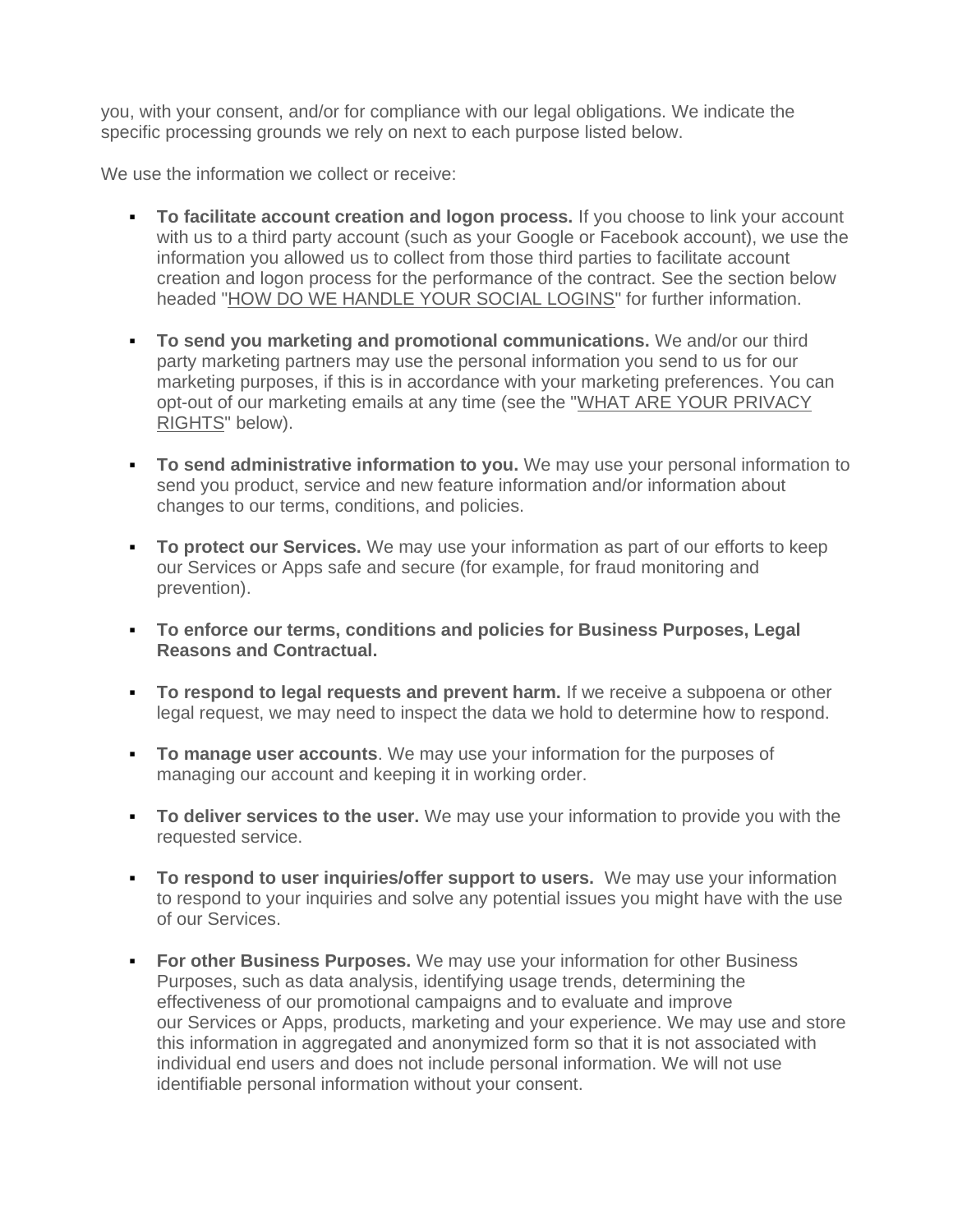you, with your consent, and/or for compliance with our legal obligations. We indicate the specific processing grounds we rely on next to each purpose listed below.

We use the information we collect or receive:

- **To facilitate account creation and logon process.** If you choose to link your account with us to a third party account (such as your Google or Facebook account), we use the information you allowed us to collect from those third parties to facilitate account creation and logon process for the performance of the contract. See the section below headed "HOW DO WE HANDLE YOUR SOCIAL LOGINS" for further information.

- **To send you marketing and promotional communications.** We and/or our third party marketing partners may use the personal information you send to us for our marketing purposes, if this is in accordance with your marketing preferences. You can opt-out of our marketing emails at any time (see the "WHAT ARE YOUR PRIVACY RIGHTS" below).

- **To send administrative information to you.** We may use your personal information to send you product, service and new feature information and/or information about changes to our terms, conditions, and policies.

- **To protect our Services.** We may use your information as part of our efforts to keep our Services or Apps safe and secure (for example, for fraud monitoring and prevention).

- **To enforce our terms, conditions and policies for Business Purposes, Legal Reasons and Contractual.**

- **To respond to legal requests and prevent harm.** If we receive a subpoena or other legal request, we may need to inspect the data we hold to determine how to respond.

- **To manage user accounts**. We may use your information for the purposes of managing our account and keeping it in working order.

- **To deliver services to the user.** We may use your information to provide you with the requested service.

- **To respond to user inquiries/offer support to users.** We may use your information to respond to your inquiries and solve any potential issues you might have with the use of our Services.

- **For other Business Purposes.** We may use your information for other Business Purposes, such as data analysis, identifying usage trends, determining the effectiveness of our promotional campaigns and to evaluate and improve our Services or Apps, products, marketing and your experience. We may use and store this information in aggregated and anonymized form so that it is not associated with individual end users and does not include personal information. We will not use identifiable personal information without your consent.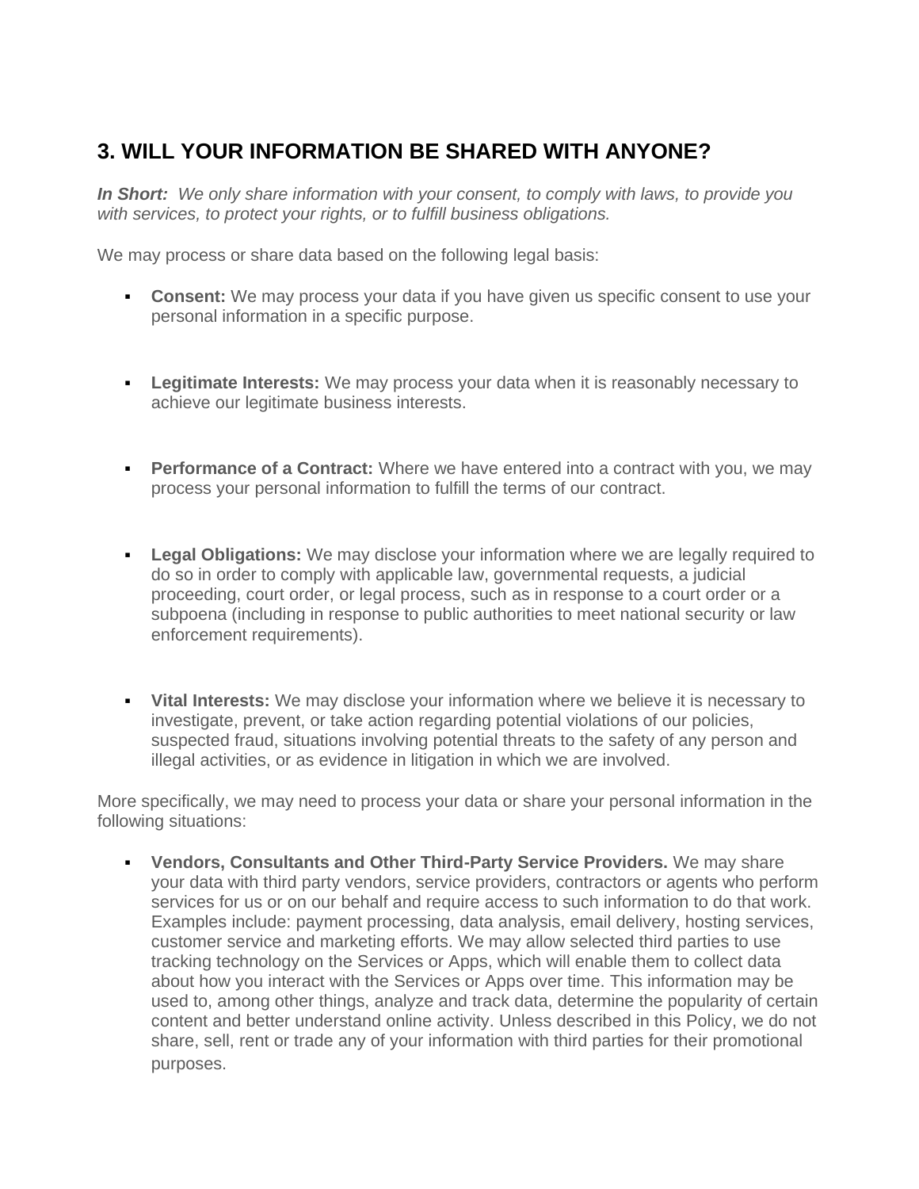## 3. WILL YOUR INFORMATION BE SHARED WITH ANYONE?

***In Short:*** *We only share information with your consent, to comply with laws, to provide you with services, to protect your rights, or to fulfill business obligations.*

We may process or share data based on the following legal basis:

- **Consent:** We may process your data if you have given us specific consent to use your personal information in a specific purpose.

- **Legitimate Interests:** We may process your data when it is reasonably necessary to achieve our legitimate business interests.

- **Performance of a Contract:** Where we have entered into a contract with you, we may process your personal information to fulfill the terms of our contract.

- **Legal Obligations:** We may disclose your information where we are legally required to do so in order to comply with applicable law, governmental requests, a judicial proceeding, court order, or legal process, such as in response to a court order or a subpoena (including in response to public authorities to meet national security or law enforcement requirements).

- **Vital Interests:** We may disclose your information where we believe it is necessary to investigate, prevent, or take action regarding potential violations of our policies, suspected fraud, situations involving potential threats to the safety of any person and illegal activities, or as evidence in litigation in which we are involved.

More specifically, we may need to process your data or share your personal information in the following situations:

- **Vendors, Consultants and Other Third-Party Service Providers.** We may share your data with third party vendors, service providers, contractors or agents who perform services for us or on our behalf and require access to such information to do that work. Examples include: payment processing, data analysis, email delivery, hosting services, customer service and marketing efforts. We may allow selected third parties to use tracking technology on the Services or Apps, which will enable them to collect data about how you interact with the Services or Apps over time. This information may be used to, among other things, analyze and track data, determine the popularity of certain content and better understand online activity. Unless described in this Policy, we do not share, sell, rent or trade any of your information with third parties for their promotional purposes.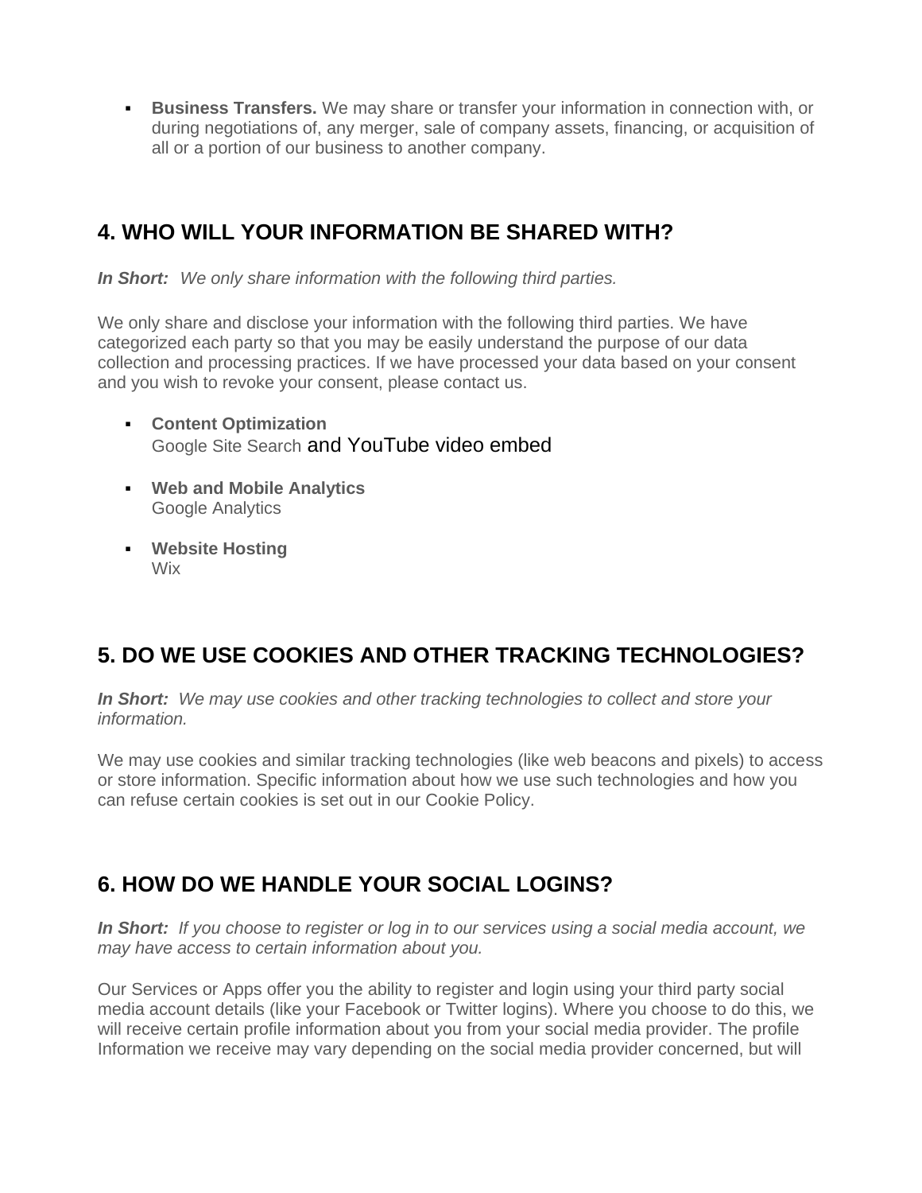- **Business Transfers.** We may share or transfer your information in connection with, or during negotiations of, any merger, sale of company assets, financing, or acquisition of all or a portion of our business to another company.

## 4. WHO WILL YOUR INFORMATION BE SHARED WITH?

***In Short:*** *We only share information with the following third parties.*

We only share and disclose your information with the following third parties. We have categorized each party so that you may be easily understand the purpose of our data collection and processing practices. If we have processed your data based on your consent and you wish to revoke your consent, please contact us.

- **Content Optimization**
  Google Site Search and YouTube video embed

- **Web and Mobile Analytics**
  Google Analytics

- **Website Hosting**
  Wix

## 5. DO WE USE COOKIES AND OTHER TRACKING TECHNOLOGIES?

***In Short:*** *We may use cookies and other tracking technologies to collect and store your information.*

We may use cookies and similar tracking technologies (like web beacons and pixels) to access or store information. Specific information about how we use such technologies and how you can refuse certain cookies is set out in our Cookie Policy.

## 6. HOW DO WE HANDLE YOUR SOCIAL LOGINS?

***In Short:*** *If you choose to register or log in to our services using a social media account, we may have access to certain information about you.*

Our Services or Apps offer you the ability to register and login using your third party social media account details (like your Facebook or Twitter logins). Where you choose to do this, we will receive certain profile information about you from your social media provider. The profile Information we receive may vary depending on the social media provider concerned, but will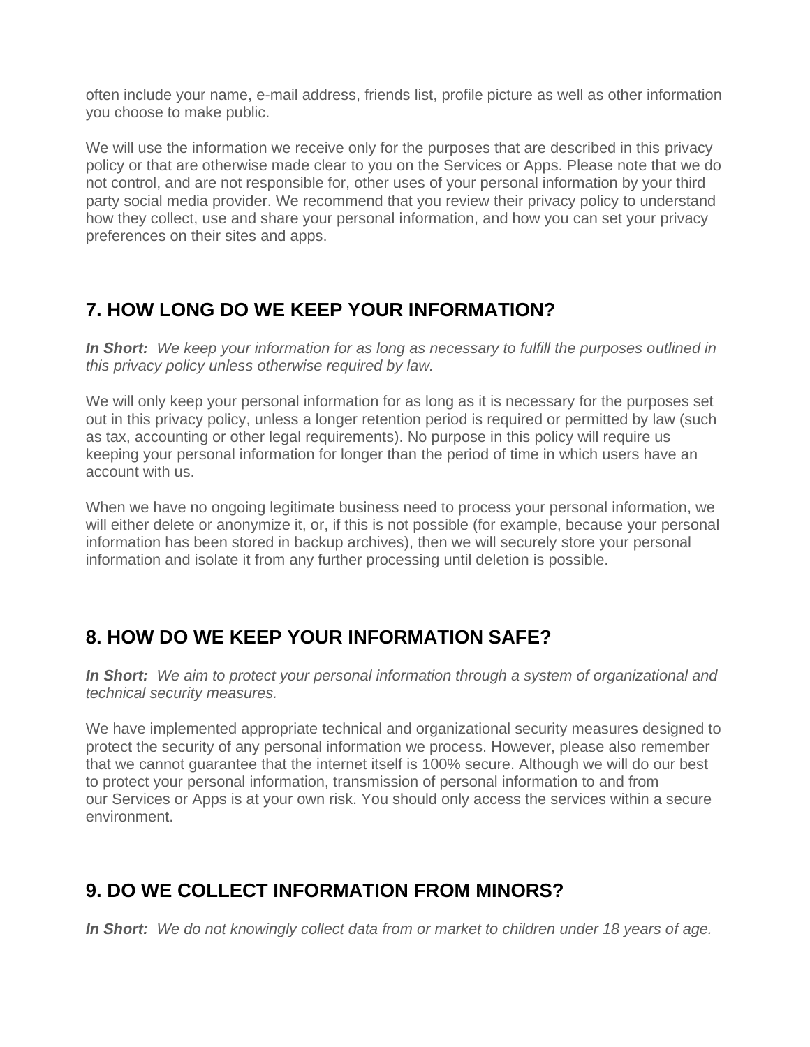often include your name, e-mail address, friends list, profile picture as well as other information you choose to make public.

We will use the information we receive only for the purposes that are described in this privacy policy or that are otherwise made clear to you on the Services or Apps. Please note that we do not control, and are not responsible for, other uses of your personal information by your third party social media provider. We recommend that you review their privacy policy to understand how they collect, use and share your personal information, and how you can set your privacy preferences on their sites and apps.

## 7. HOW LONG DO WE KEEP YOUR INFORMATION?

***In Short:*** *We keep your information for as long as necessary to fulfill the purposes outlined in this privacy policy unless otherwise required by law.*

We will only keep your personal information for as long as it is necessary for the purposes set out in this privacy policy, unless a longer retention period is required or permitted by law (such as tax, accounting or other legal requirements). No purpose in this policy will require us keeping your personal information for longer than the period of time in which users have an account with us.

When we have no ongoing legitimate business need to process your personal information, we will either delete or anonymize it, or, if this is not possible (for example, because your personal information has been stored in backup archives), then we will securely store your personal information and isolate it from any further processing until deletion is possible.

## 8. HOW DO WE KEEP YOUR INFORMATION SAFE?

***In Short:*** *We aim to protect your personal information through a system of organizational and technical security measures.*

We have implemented appropriate technical and organizational security measures designed to protect the security of any personal information we process. However, please also remember that we cannot guarantee that the internet itself is 100% secure. Although we will do our best to protect your personal information, transmission of personal information to and from our Services or Apps is at your own risk. You should only access the services within a secure environment.

## 9. DO WE COLLECT INFORMATION FROM MINORS?

***In Short:*** *We do not knowingly collect data from or market to children under 18 years of age.*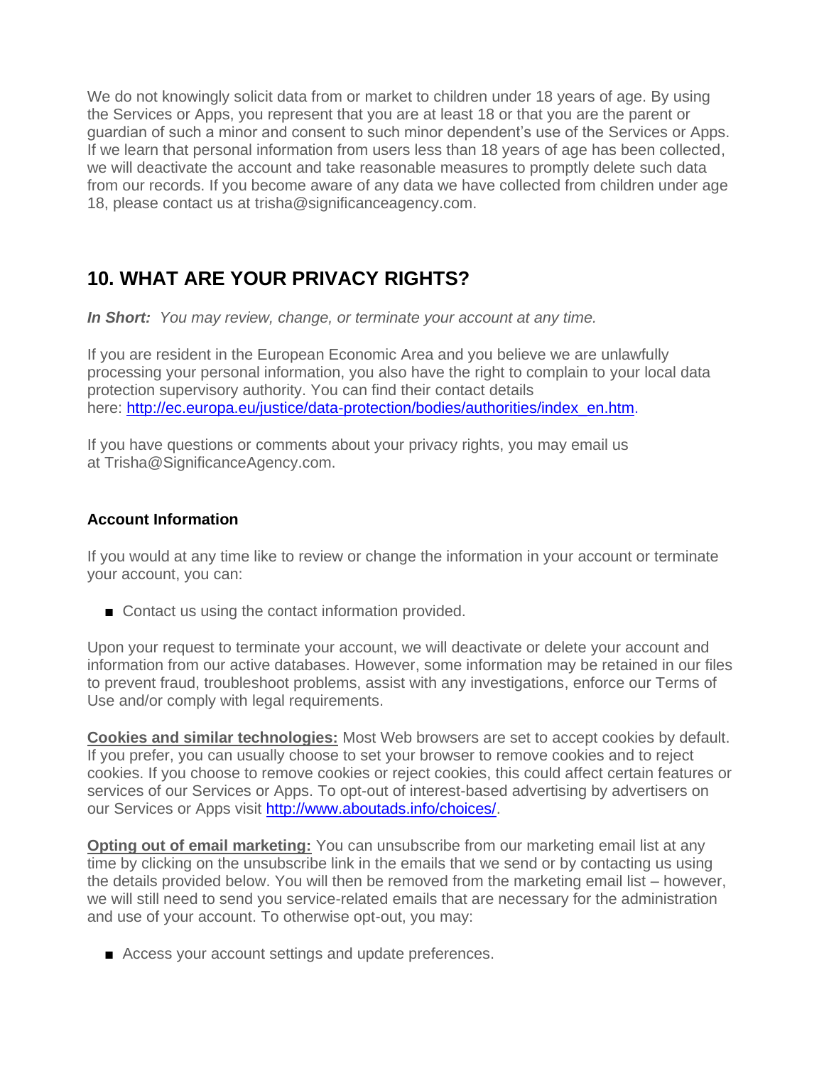We do not knowingly solicit data from or market to children under 18 years of age. By using the Services or Apps, you represent that you are at least 18 or that you are the parent or guardian of such a minor and consent to such minor dependent's use of the Services or Apps. If we learn that personal information from users less than 18 years of age has been collected, we will deactivate the account and take reasonable measures to promptly delete such data from our records. If you become aware of any data we have collected from children under age 18, please contact us at trisha@significanceagency.com.

## 10. WHAT ARE YOUR PRIVACY RIGHTS?

***In Short:*** *You may review, change, or terminate your account at any time.*

If you are resident in the European Economic Area and you believe we are unlawfully processing your personal information, you also have the right to complain to your local data protection supervisory authority. You can find their contact details here: [http://ec.europa.eu/justice/data-protection/bodies/authorities/index_en.htm](http://ec.europa.eu/justice/data-protection/bodies/authorities/index_en.htm).

If you have questions or comments about your privacy rights, you may email us at Trisha@SignificanceAgency.com.

### Account Information

If you would at any time like to review or change the information in your account or terminate your account, you can:

- Contact us using the contact information provided.

Upon your request to terminate your account, we will deactivate or delete your account and information from our active databases. However, some information may be retained in our files to prevent fraud, troubleshoot problems, assist with any investigations, enforce our Terms of Use and/or comply with legal requirements.

**Cookies and similar technologies:** Most Web browsers are set to accept cookies by default. If you prefer, you can usually choose to set your browser to remove cookies and to reject cookies. If you choose to remove cookies or reject cookies, this could affect certain features or services of our Services or Apps. To opt-out of interest-based advertising by advertisers on our Services or Apps visit [http://www.aboutads.info/choices/](http://www.aboutads.info/choices/).

**Opting out of email marketing:** You can unsubscribe from our marketing email list at any time by clicking on the unsubscribe link in the emails that we send or by contacting us using the details provided below. You will then be removed from the marketing email list – however, we will still need to send you service-related emails that are necessary for the administration and use of your account. To otherwise opt-out, you may:

- Access your account settings and update preferences.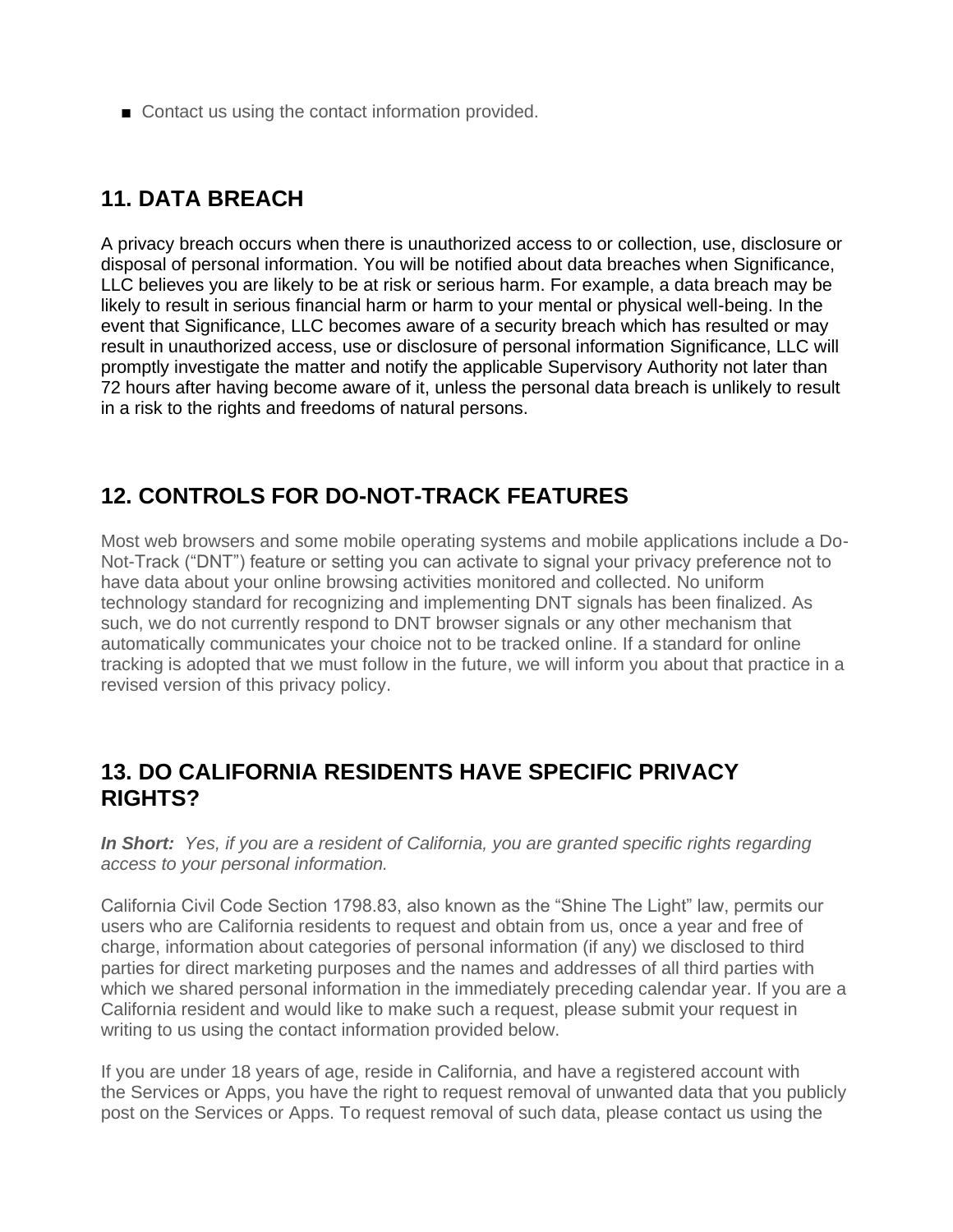- Contact us using the contact information provided.

## 11. DATA BREACH

A privacy breach occurs when there is unauthorized access to or collection, use, disclosure or disposal of personal information. You will be notified about data breaches when Significance, LLC believes you are likely to be at risk or serious harm. For example, a data breach may be likely to result in serious financial harm or harm to your mental or physical well-being. In the event that Significance, LLC becomes aware of a security breach which has resulted or may result in unauthorized access, use or disclosure of personal information Significance, LLC will promptly investigate the matter and notify the applicable Supervisory Authority not later than 72 hours after having become aware of it, unless the personal data breach is unlikely to result in a risk to the rights and freedoms of natural persons.

## 12. CONTROLS FOR DO-NOT-TRACK FEATURES

Most web browsers and some mobile operating systems and mobile applications include a Do-Not-Track ("DNT") feature or setting you can activate to signal your privacy preference not to have data about your online browsing activities monitored and collected. No uniform technology standard for recognizing and implementing DNT signals has been finalized. As such, we do not currently respond to DNT browser signals or any other mechanism that automatically communicates your choice not to be tracked online. If a standard for online tracking is adopted that we must follow in the future, we will inform you about that practice in a revised version of this privacy policy.

## 13. DO CALIFORNIA RESIDENTS HAVE SPECIFIC PRIVACY RIGHTS?

***In Short:*** *Yes, if you are a resident of California, you are granted specific rights regarding access to your personal information.*

California Civil Code Section 1798.83, also known as the "Shine The Light" law, permits our users who are California residents to request and obtain from us, once a year and free of charge, information about categories of personal information (if any) we disclosed to third parties for direct marketing purposes and the names and addresses of all third parties with which we shared personal information in the immediately preceding calendar year. If you are a California resident and would like to make such a request, please submit your request in writing to us using the contact information provided below.

If you are under 18 years of age, reside in California, and have a registered account with the Services or Apps, you have the right to request removal of unwanted data that you publicly post on the Services or Apps. To request removal of such data, please contact us using the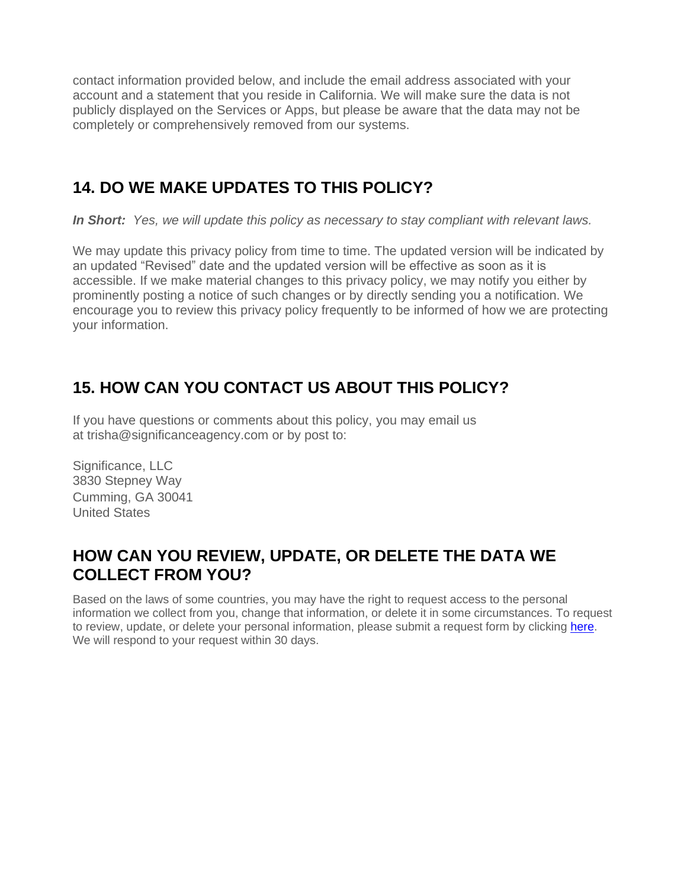contact information provided below, and include the email address associated with your account and a statement that you reside in California. We will make sure the data is not publicly displayed on the Services or Apps, but please be aware that the data may not be completely or comprehensively removed from our systems.

## 14. DO WE MAKE UPDATES TO THIS POLICY?

***In Short:*** *Yes, we will update this policy as necessary to stay compliant with relevant laws.*

We may update this privacy policy from time to time. The updated version will be indicated by an updated "Revised" date and the updated version will be effective as soon as it is accessible. If we make material changes to this privacy policy, we may notify you either by prominently posting a notice of such changes or by directly sending you a notification. We encourage you to review this privacy policy frequently to be informed of how we are protecting your information.

## 15. HOW CAN YOU CONTACT US ABOUT THIS POLICY?

If you have questions or comments about this policy, you may email us at trisha@significanceagency.com or by post to:

Significance, LLC
3830 Stepney Way
Cumming, GA 30041
United States

## HOW CAN YOU REVIEW, UPDATE, OR DELETE THE DATA WE COLLECT FROM YOU?

Based on the laws of some countries, you may have the right to request access to the personal information we collect from you, change that information, or delete it in some circumstances. To request to review, update, or delete your personal information, please submit a request form by clicking here. We will respond to your request within 30 days.